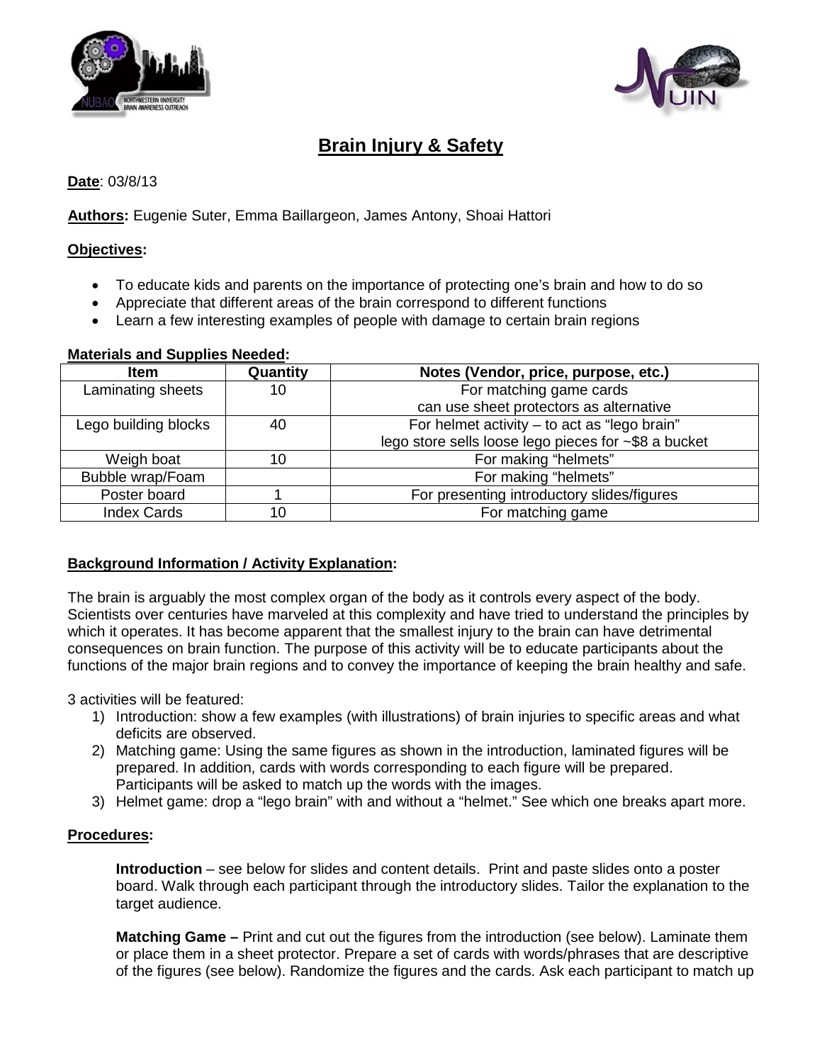# Brain Injury & Safety

**Date**: 03/8/13

**Authors:** Eugenie Suter, Emma Baillargeon, James Antony, Shoai Hattori

**Objectives:**

- To educate kids and parents on the importance of protecting one's brain and how to do so
- Appreciate that different areas of the brain correspond to different functions
- Learn a few interesting examples of people with damage to certain brain regions

**Materials and Supplies Needed:**

| Item | Quantity | Notes (Vendor, price, purpose, etc.) |
|---|---|---|
| Laminating sheets | 10 | For matching game cards<br>can use sheet protectors as alternative |
| Lego building blocks | 40 | For helmet activity – to act as "lego brain"<br>lego store sells loose lego pieces for ~$8 a bucket |
| Weigh boat | 10 | For making "helmets" |
| Bubble wrap/Foam | | For making "helmets" |
| Poster board | 1 | For presenting introductory slides/figures |
| Index Cards | 10 | For matching game |

**Background Information / Activity Explanation:**

The brain is arguably the most complex organ of the body as it controls every aspect of the body. Scientists over centuries have marveled at this complexity and have tried to understand the principles by which it operates. It has become apparent that the smallest injury to the brain can have detrimental consequences on brain function. The purpose of this activity will be to educate participants about the functions of the major brain regions and to convey the importance of keeping the brain healthy and safe.

3 activities will be featured:

1) Introduction: show a few examples (with illustrations) of brain injuries to specific areas and what deficits are observed.
2) Matching game: Using the same figures as shown in the introduction, laminated figures will be prepared. In addition, cards with words corresponding to each figure will be prepared. Participants will be asked to match up the words with the images.
3) Helmet game: drop a "lego brain" with and without a "helmet." See which one breaks apart more.

**Procedures:**

**Introduction** – see below for slides and content details. Print and paste slides onto a poster board. Walk through each participant through the introductory slides. Tailor the explanation to the target audience.

**Matching Game –** Print and cut out the figures from the introduction (see below). Laminate them or place them in a sheet protector. Prepare a set of cards with words/phrases that are descriptive of the figures (see below). Randomize the figures and the cards. Ask each participant to match up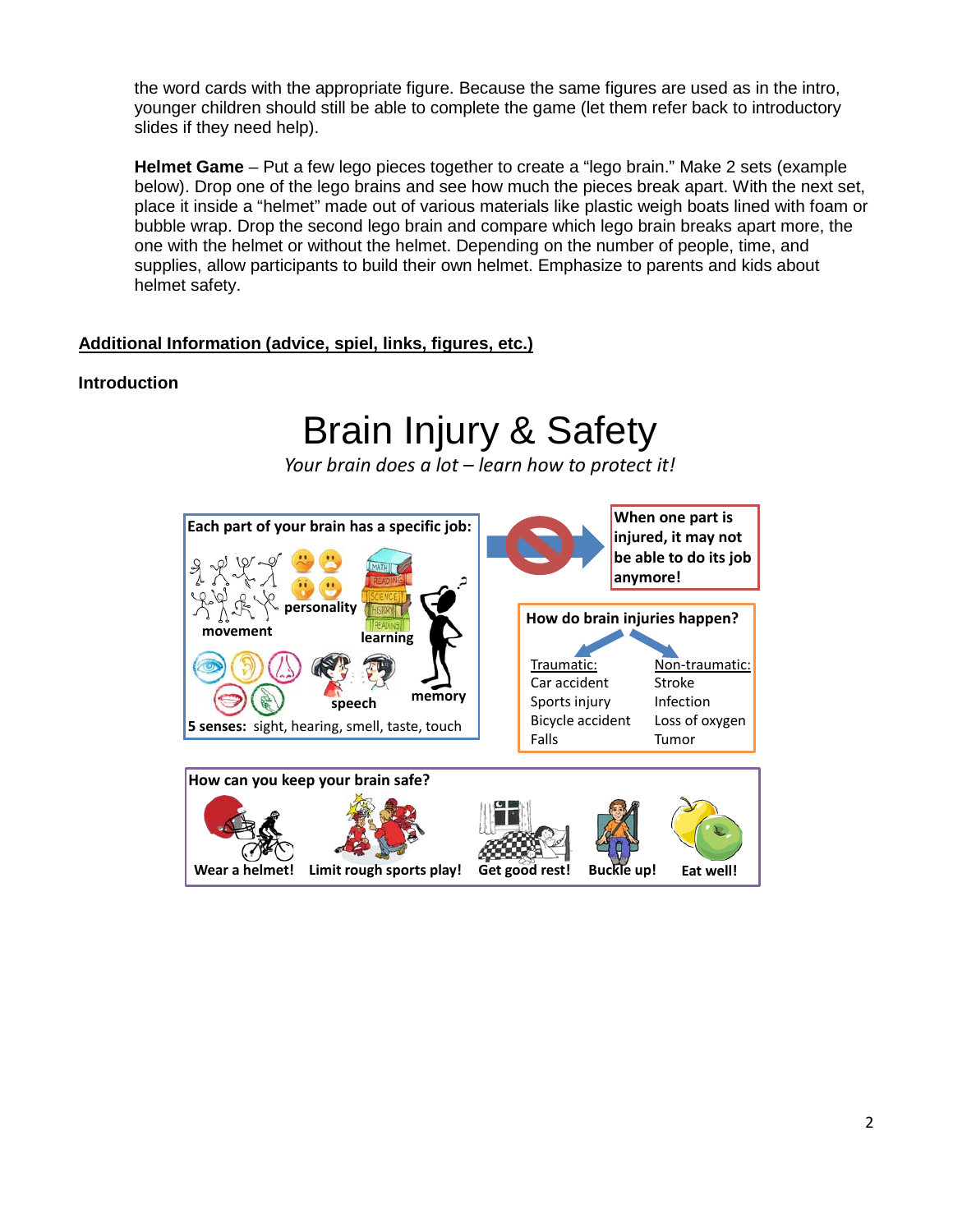the word cards with the appropriate figure. Because the same figures are used as in the intro, younger children should still be able to complete the game (let them refer back to introductory slides if they need help).

**Helmet Game** – Put a few lego pieces together to create a "lego brain." Make 2 sets (example below). Drop one of the lego brains and see how much the pieces break apart. With the next set, place it inside a "helmet" made out of various materials like plastic weigh boats lined with foam or bubble wrap. Drop the second lego brain and compare which lego brain breaks apart more, the one with the helmet or without the helmet. Depending on the number of people, time, and supplies, allow participants to build their own helmet. Emphasize to parents and kids about helmet safety.

**Additional Information (advice, spiel, links, figures, etc.)**

**Introduction**

# Brain Injury & Safety

*Your brain does a lot – learn how to protect it!*

**Each part of your brain has a specific job:**

movement, personality, learning, speech, memory

**5 senses:** sight, hearing, smell, taste, touch

**When one part is injured, it may not be able to do its job anymore!**

**How do brain injuries happen?**

| Traumatic: | Non-traumatic: |
|---|---|
| Car accident | Stroke |
| Sports injury | Infection |
| Bicycle accident | Loss of oxygen |
| Falls | Tumor |

**How can you keep your brain safe?**

**Wear a helmet!** **Limit rough sports play!** **Get good rest!** **Buckle up!** **Eat well!**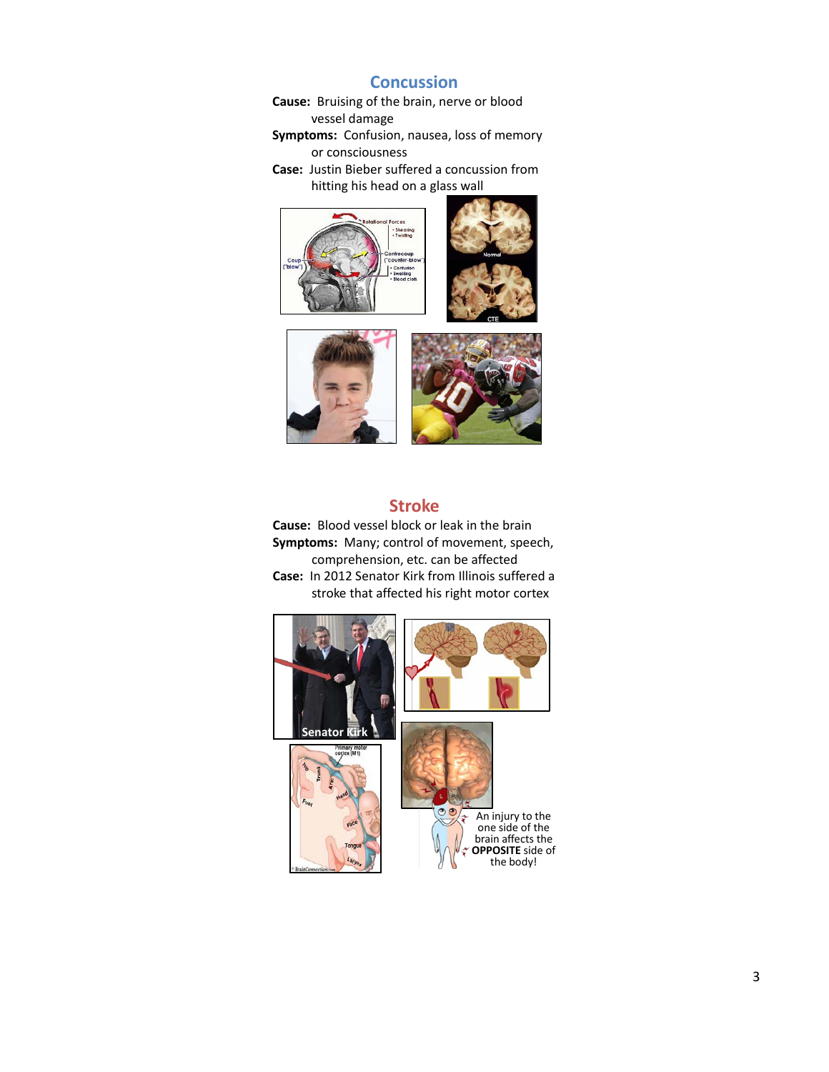## Concussion

**Cause:** Bruising of the brain, nerve or blood vessel damage

**Symptoms:** Confusion, nausea, loss of memory or consciousness

**Case:** Justin Bieber suffered a concussion from hitting his head on a glass wall

## Stroke

**Cause:** Blood vessel block or leak in the brain

**Symptoms:** Many; control of movement, speech, comprehension, etc. can be affected

**Case:** In 2012 Senator Kirk from Illinois suffered a stroke that affected his right motor cortex

An injury to the one side of the brain affects the **OPPOSITE** side of the body!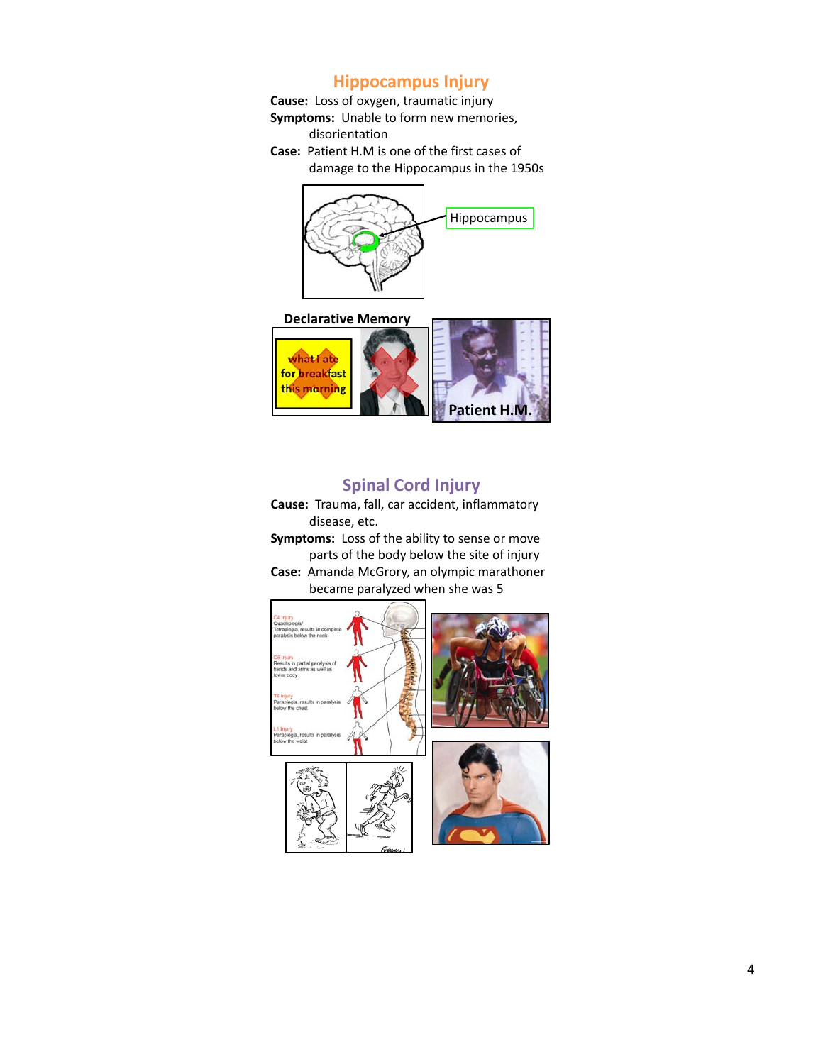## Hippocampus Injury

**Cause:** Loss of oxygen, traumatic injury

**Symptoms:** Unable to form new memories, disorientation

**Case:** Patient H.M is one of the first cases of damage to the Hippocampus in the 1950s

Hippocampus

**Declarative Memory**

what I ate for breakfast this morning

**Patient H.M.**

## Spinal Cord Injury

**Cause:** Trauma, fall, car accident, inflammatory disease, etc.

**Symptoms:** Loss of the ability to sense or move parts of the body below the site of injury

**Case:** Amanda McGrory, an olympic marathoner became paralyzed when she was 5

C4 Injury
Quadriplegia/Tetraplegia, results in complete paralysis below the neck

C6 Injury
Results in partial paralysis of hands and arms as well as lower body

T6 Injury
Paraplegia, results in paralysis below the chest

L1 Injury
Paraplegia, results in paralysis below the waist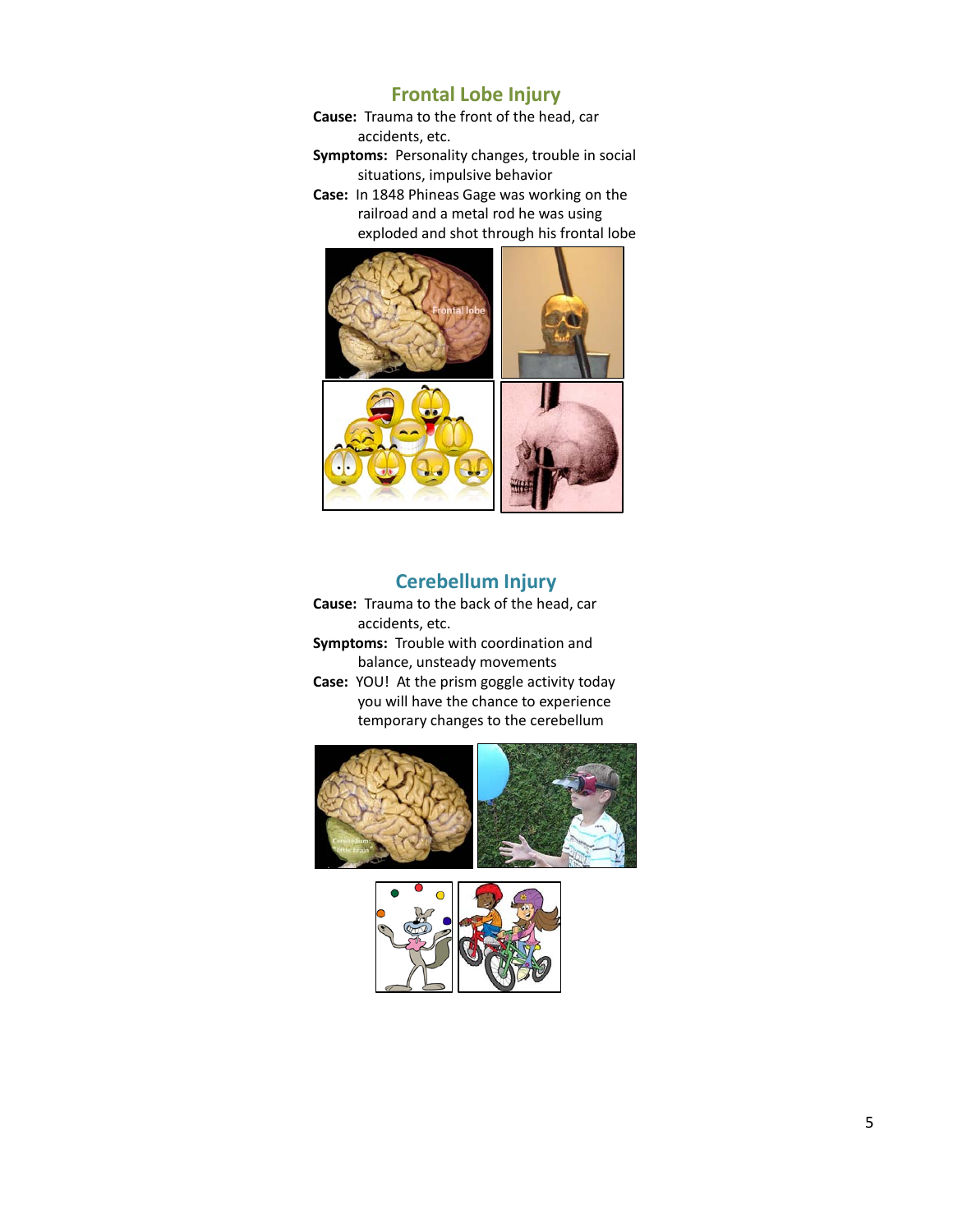## Frontal Lobe Injury

**Cause:** Trauma to the front of the head, car accidents, etc.

**Symptoms:** Personality changes, trouble in social situations, impulsive behavior

**Case:** In 1848 Phineas Gage was working on the railroad and a metal rod he was using exploded and shot through his frontal lobe

## Cerebellum Injury

**Cause:** Trauma to the back of the head, car accidents, etc.

**Symptoms:** Trouble with coordination and balance, unsteady movements

**Case:** YOU! At the prism goggle activity today you will have the chance to experience temporary changes to the cerebellum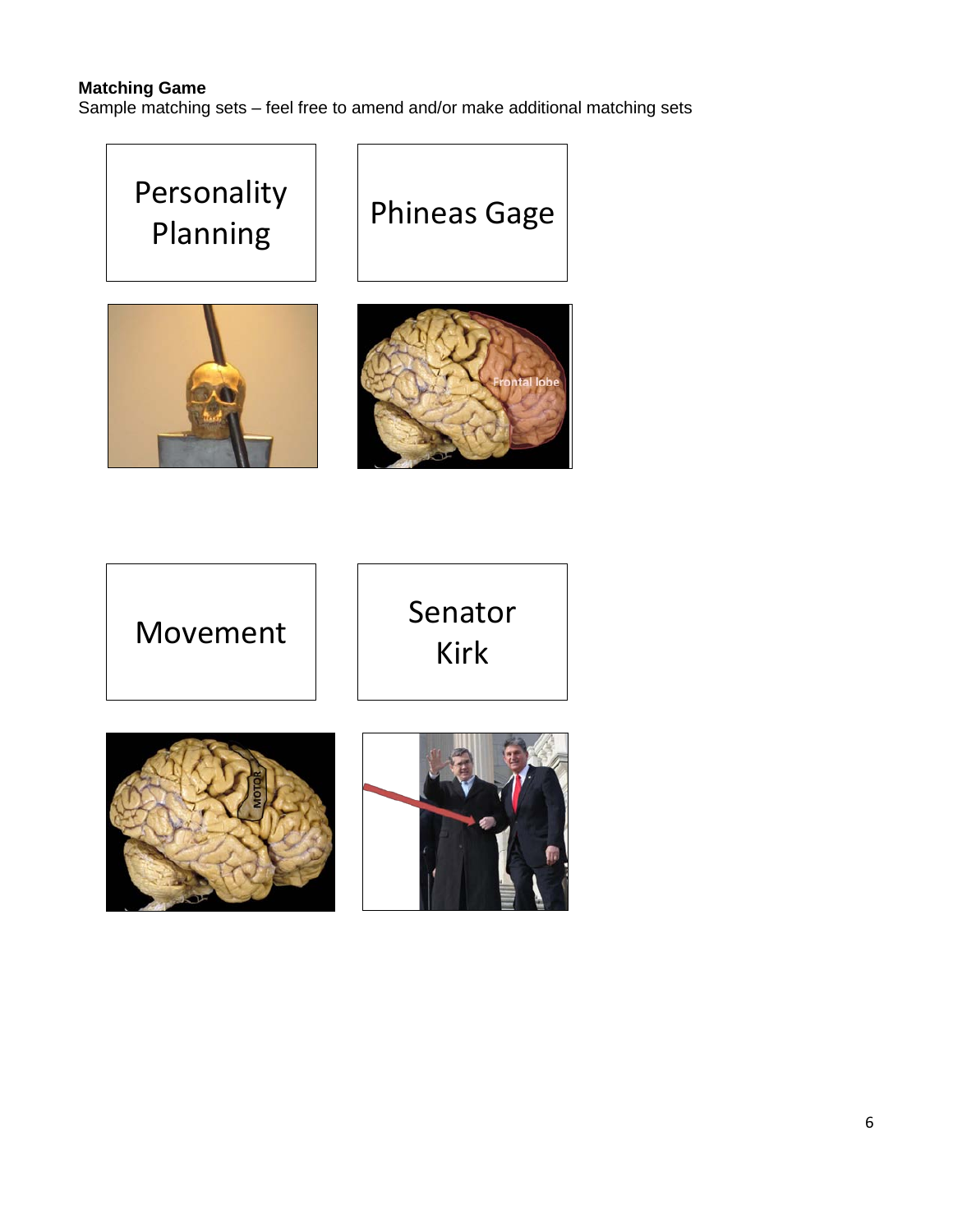**Matching Game**

Sample matching sets – feel free to amend and/or make additional matching sets

Personality
Planning

Phineas Gage

Movement

Senator
Kirk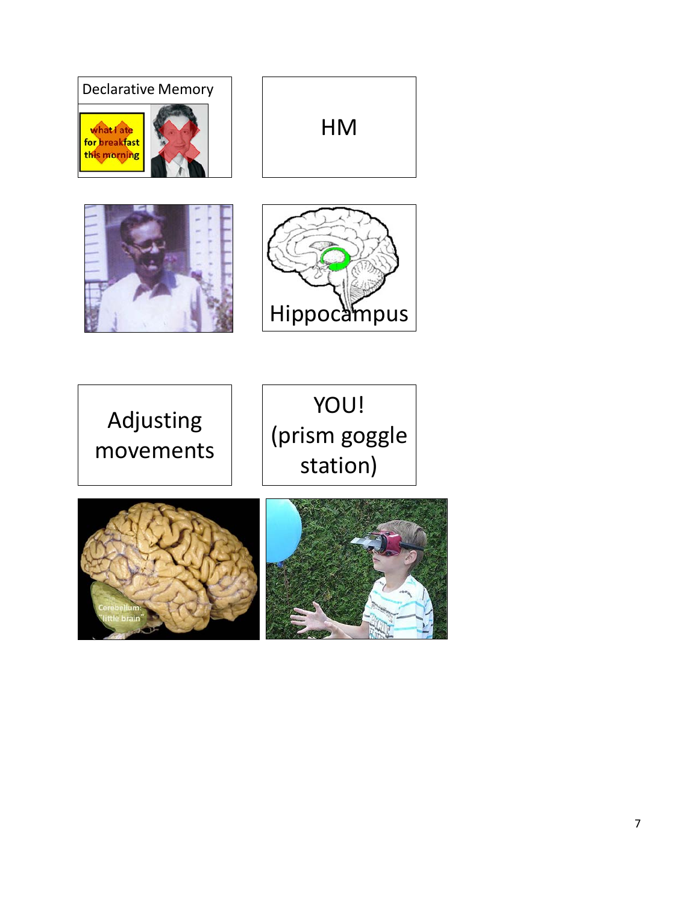Declarative Memory

what I ate for breakfast this morning

HM

Hippocampus

Adjusting movements

YOU! (prism goggle station)

Cerebellum: "little brain"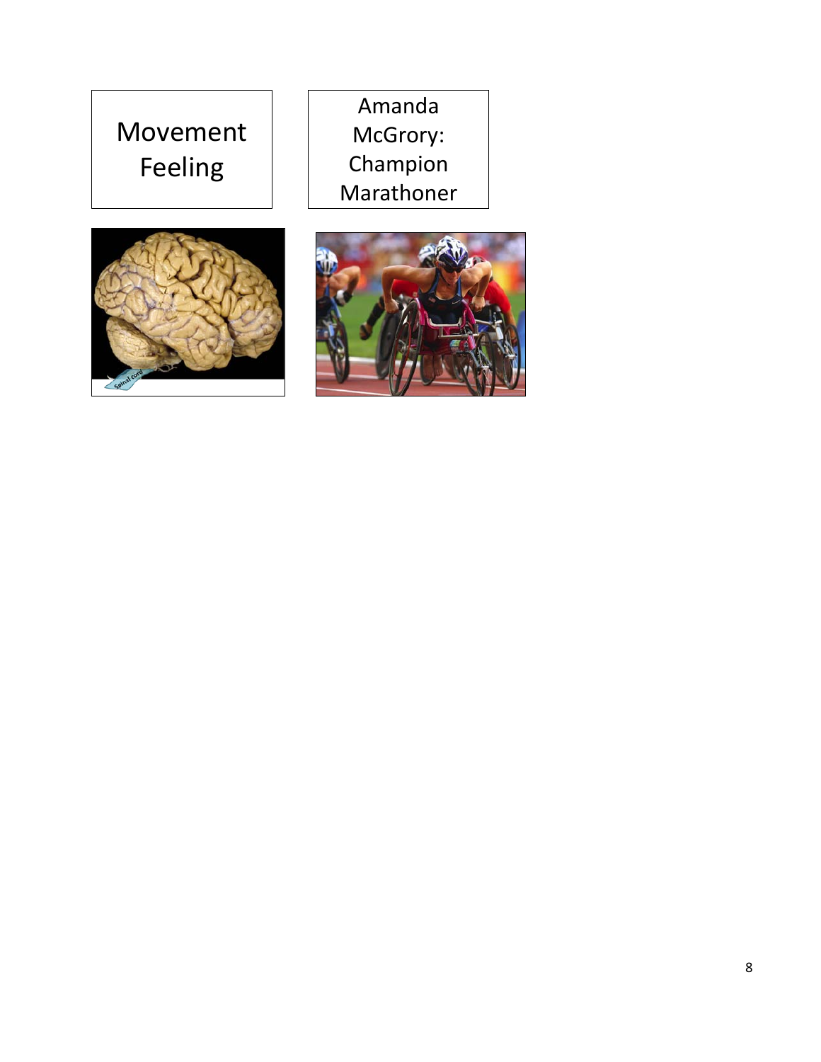Movement
Feeling

Amanda McGrory: Champion Marathoner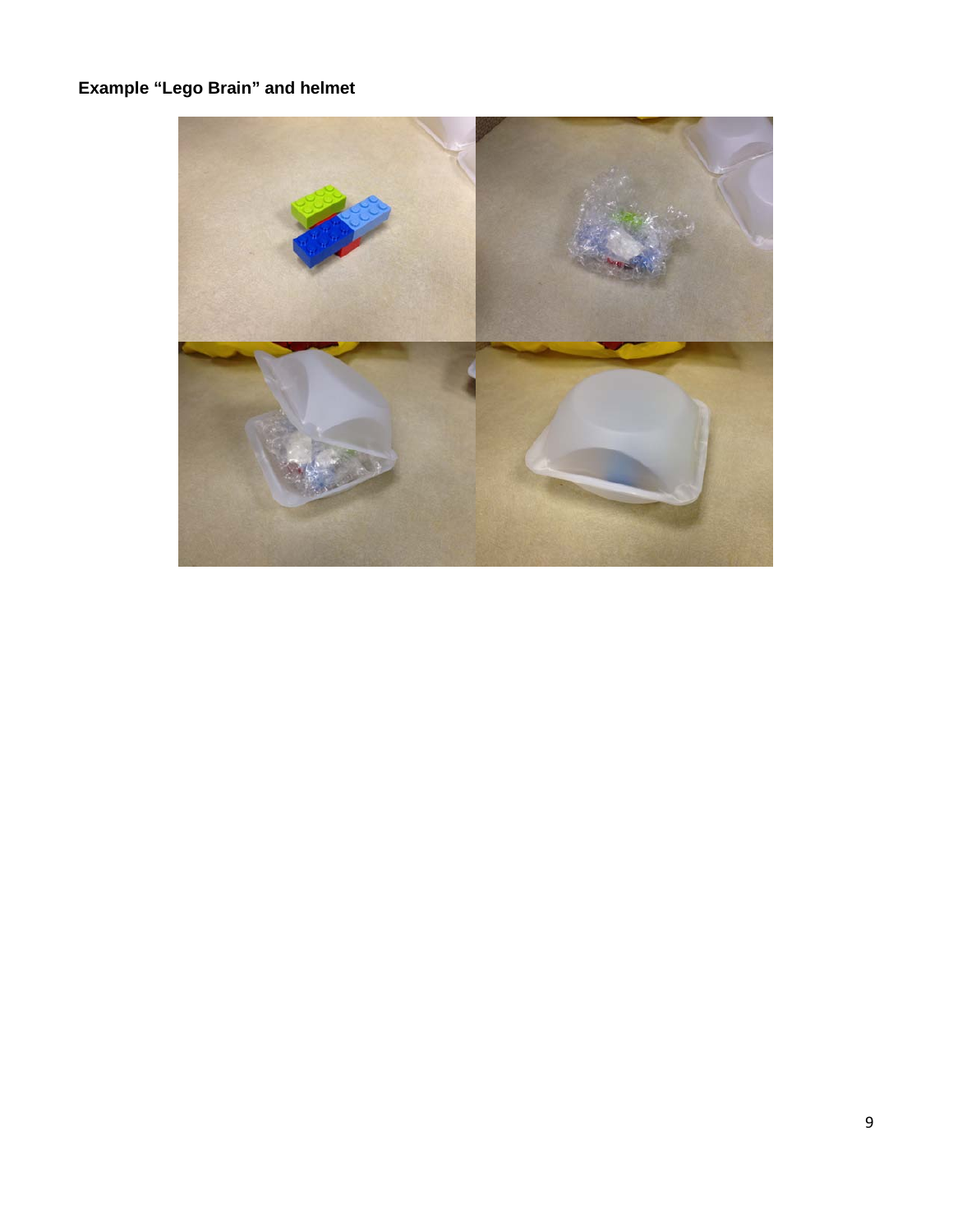**Example "Lego Brain" and helmet**